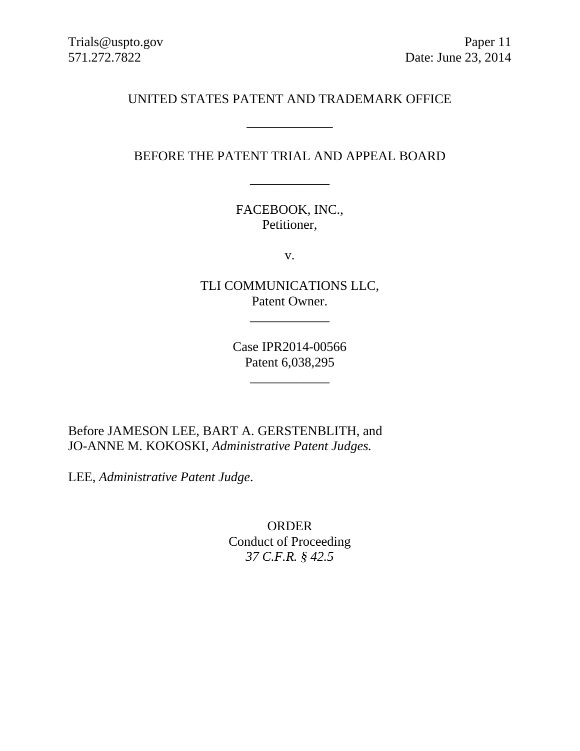Trials@uspto.gov
571.272.7822

Paper 11
Date: June 23, 2014

UNITED STATES PATENT AND TRADEMARK OFFICE

\_\_\_\_\_\_\_\_\_\_\_\_

BEFORE THE PATENT TRIAL AND APPEAL BOARD

\_\_\_\_\_\_\_\_\_\_\_\_

FACEBOOK, INC.,
Petitioner,

v.

TLI COMMUNICATIONS LLC,
Patent Owner.

\_\_\_\_\_\_\_\_\_\_\_\_

Case IPR2014-00566
Patent 6,038,295

\_\_\_\_\_\_\_\_\_\_\_\_

Before JAMESON LEE, BART A. GERSTENBLITH, and
JO-ANNE M. KOKOSKI, *Administrative Patent Judges.*

LEE, *Administrative Patent Judge*.

ORDER
Conduct of Proceeding
*37 C.F.R. § 42.5*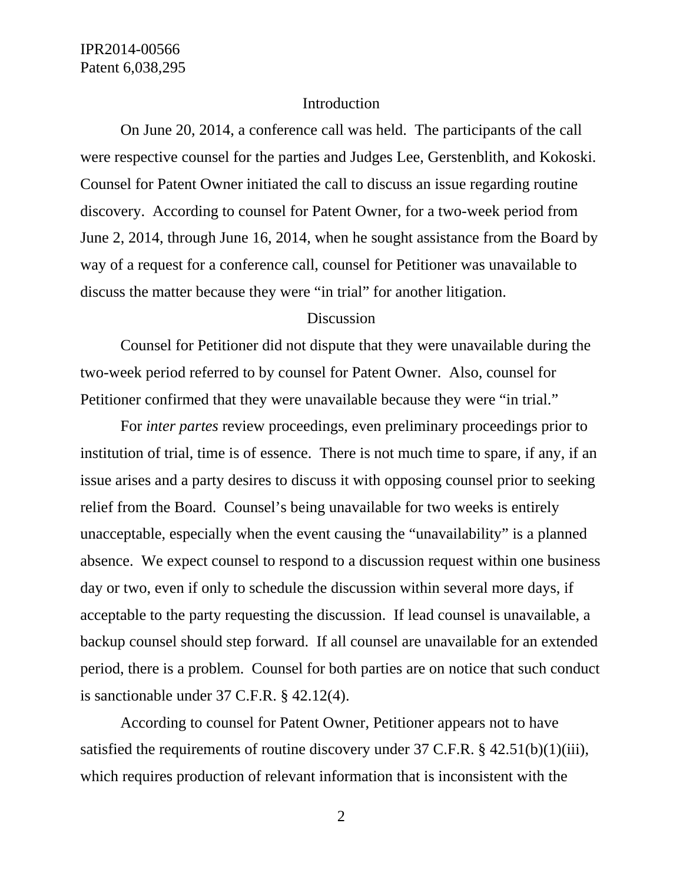## Introduction

On June 20, 2014, a conference call was held. The participants of the call were respective counsel for the parties and Judges Lee, Gerstenblith, and Kokoski. Counsel for Patent Owner initiated the call to discuss an issue regarding routine discovery. According to counsel for Patent Owner, for a two-week period from June 2, 2014, through June 16, 2014, when he sought assistance from the Board by way of a request for a conference call, counsel for Petitioner was unavailable to discuss the matter because they were "in trial" for another litigation.

## Discussion

Counsel for Petitioner did not dispute that they were unavailable during the two-week period referred to by counsel for Patent Owner. Also, counsel for Petitioner confirmed that they were unavailable because they were "in trial."

For *inter partes* review proceedings, even preliminary proceedings prior to institution of trial, time is of essence. There is not much time to spare, if any, if an issue arises and a party desires to discuss it with opposing counsel prior to seeking relief from the Board. Counsel's being unavailable for two weeks is entirely unacceptable, especially when the event causing the "unavailability" is a planned absence. We expect counsel to respond to a discussion request within one business day or two, even if only to schedule the discussion within several more days, if acceptable to the party requesting the discussion. If lead counsel is unavailable, a backup counsel should step forward. If all counsel are unavailable for an extended period, there is a problem. Counsel for both parties are on notice that such conduct is sanctionable under 37 C.F.R. § 42.12(4).

According to counsel for Patent Owner, Petitioner appears not to have satisfied the requirements of routine discovery under 37 C.F.R. § 42.51(b)(1)(iii), which requires production of relevant information that is inconsistent with the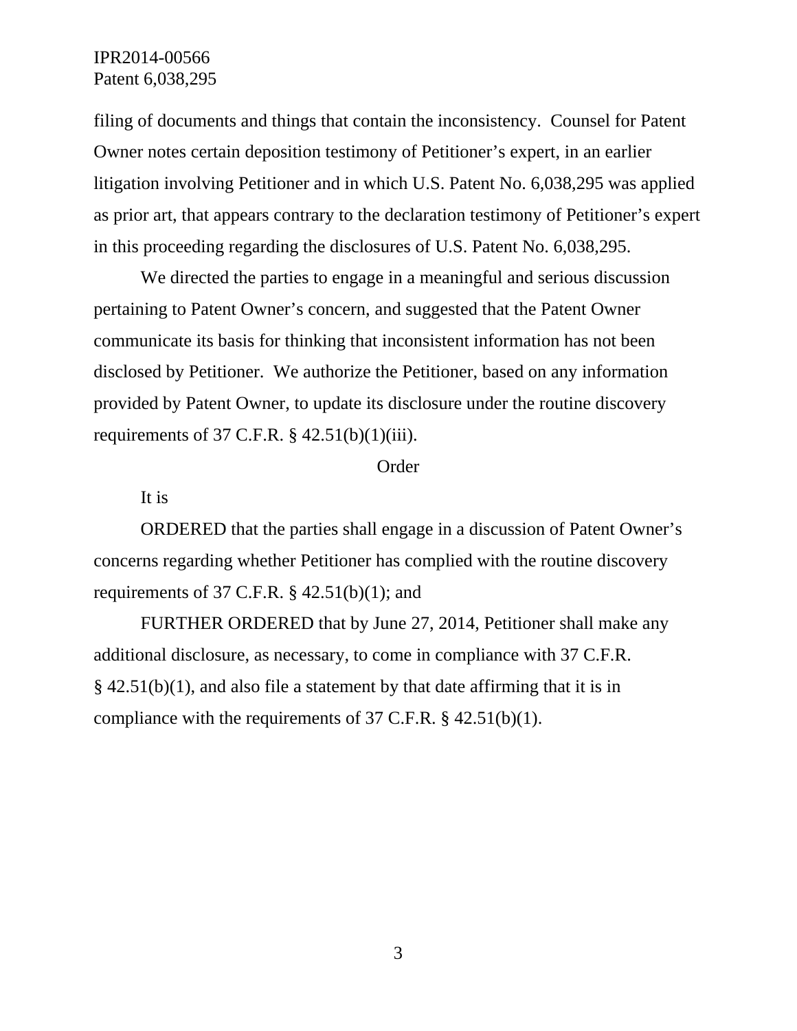filing of documents and things that contain the inconsistency. Counsel for Patent Owner notes certain deposition testimony of Petitioner's expert, in an earlier litigation involving Petitioner and in which U.S. Patent No. 6,038,295 was applied as prior art, that appears contrary to the declaration testimony of Petitioner's expert in this proceeding regarding the disclosures of U.S. Patent No. 6,038,295.

We directed the parties to engage in a meaningful and serious discussion pertaining to Patent Owner's concern, and suggested that the Patent Owner communicate its basis for thinking that inconsistent information has not been disclosed by Petitioner. We authorize the Petitioner, based on any information provided by Patent Owner, to update its disclosure under the routine discovery requirements of 37 C.F.R. § 42.51(b)(1)(iii).

## Order

It is

ORDERED that the parties shall engage in a discussion of Patent Owner's concerns regarding whether Petitioner has complied with the routine discovery requirements of 37 C.F.R. § 42.51(b)(1); and

FURTHER ORDERED that by June 27, 2014, Petitioner shall make any additional disclosure, as necessary, to come in compliance with 37 C.F.R. § 42.51(b)(1), and also file a statement by that date affirming that it is in compliance with the requirements of 37 C.F.R. § 42.51(b)(1).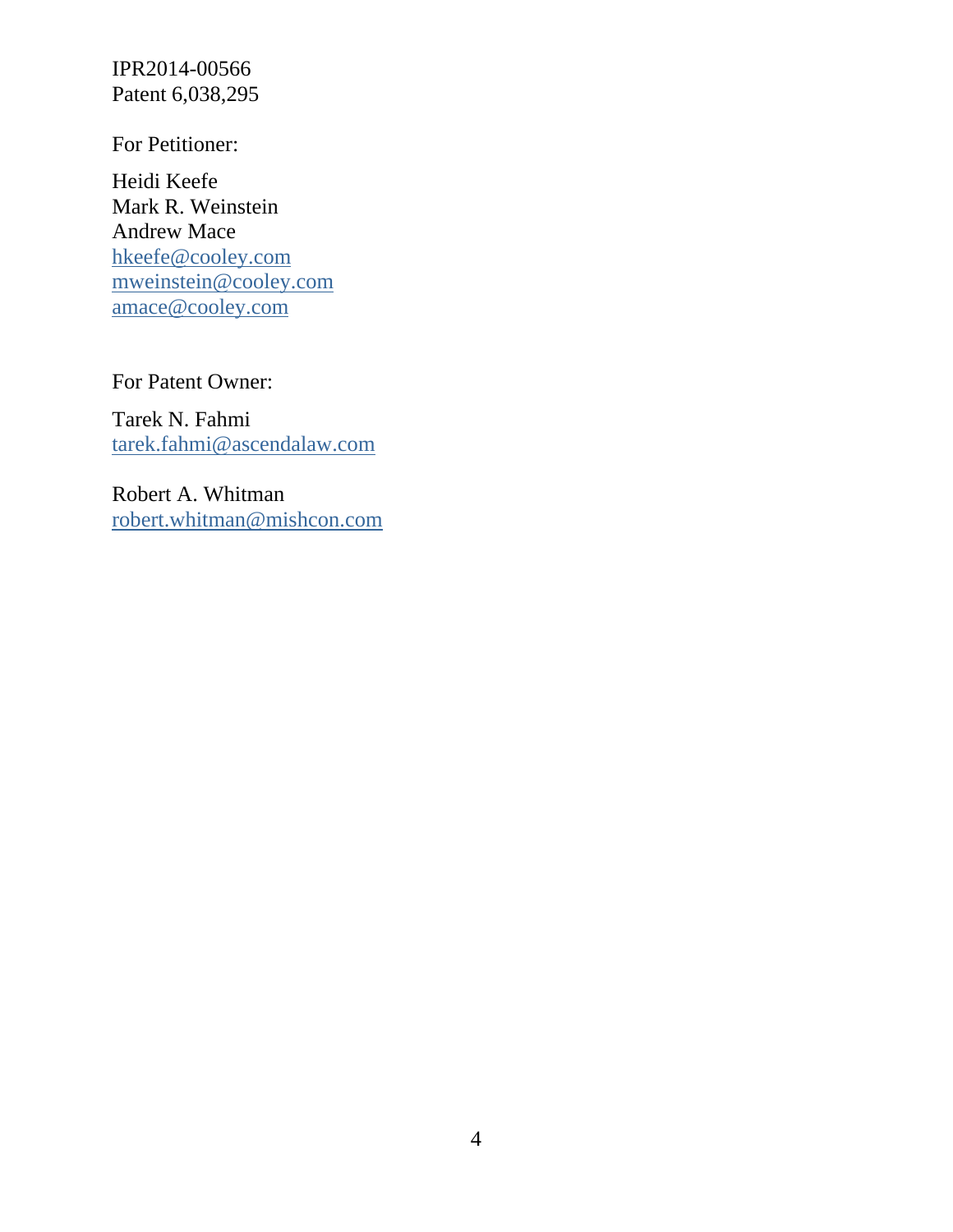IPR2014-00566
Patent 6,038,295

For Petitioner:

Heidi Keefe
Mark R. Weinstein
Andrew Mace
hkeefe@cooley.com
mweinstein@cooley.com
amace@cooley.com

For Patent Owner:

Tarek N. Fahmi
tarek.fahmi@ascendalaw.com

Robert A. Whitman
robert.whitman@mishcon.com